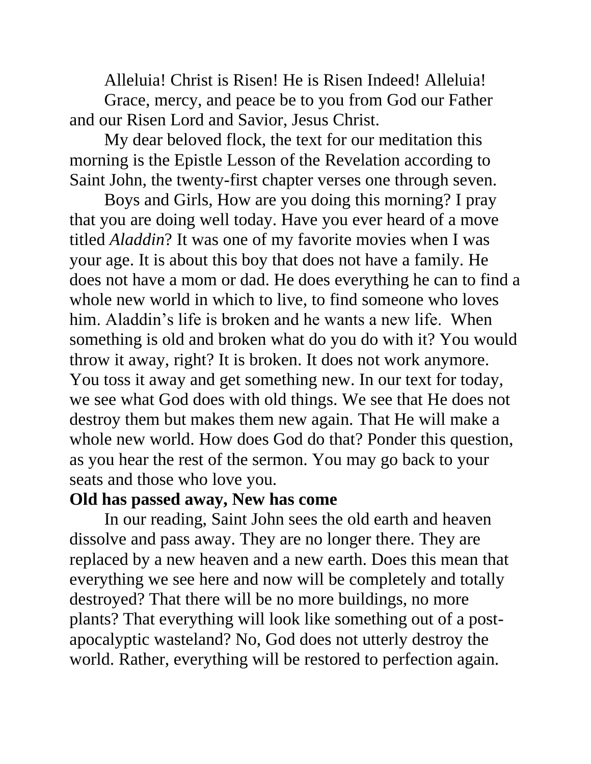Alleluia! Christ is Risen! He is Risen Indeed! Alleluia!

Grace, mercy, and peace be to you from God our Father and our Risen Lord and Savior, Jesus Christ.

My dear beloved flock, the text for our meditation this morning is the Epistle Lesson of the Revelation according to Saint John, the twenty-first chapter verses one through seven.

Boys and Girls, How are you doing this morning? I pray that you are doing well today. Have you ever heard of a move titled *Aladdin*? It was one of my favorite movies when I was your age. It is about this boy that does not have a family. He does not have a mom or dad. He does everything he can to find a whole new world in which to live, to find someone who loves him. Aladdin's life is broken and he wants a new life. When something is old and broken what do you do with it? You would throw it away, right? It is broken. It does not work anymore. You toss it away and get something new. In our text for today, we see what God does with old things. We see that He does not destroy them but makes them new again. That He will make a whole new world. How does God do that? Ponder this question, as you hear the rest of the sermon. You may go back to your seats and those who love you.

**Old has passed away, New has come**

In our reading, Saint John sees the old earth and heaven dissolve and pass away. They are no longer there. They are replaced by a new heaven and a new earth. Does this mean that everything we see here and now will be completely and totally destroyed? That there will be no more buildings, no more plants? That everything will look like something out of a post-apocalyptic wasteland? No, God does not utterly destroy the world. Rather, everything will be restored to perfection again.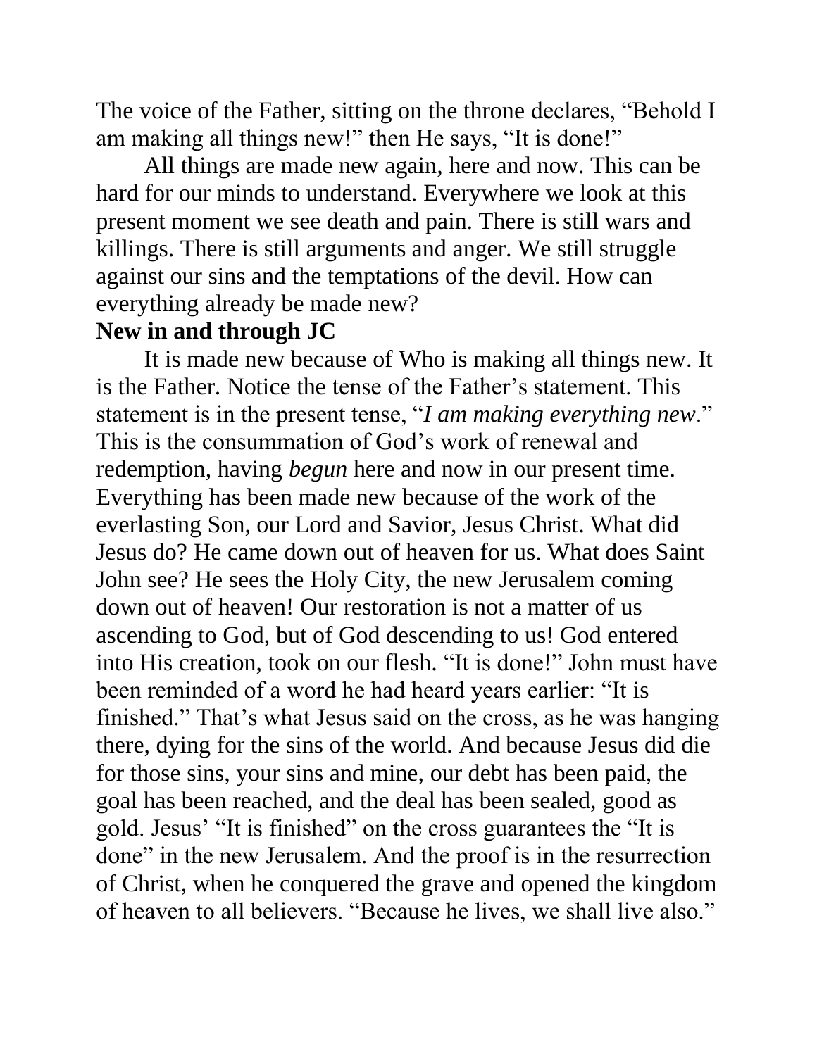The voice of the Father, sitting on the throne declares, "Behold I am making all things new!" then He says, "It is done!"

All things are made new again, here and now. This can be hard for our minds to understand. Everywhere we look at this present moment we see death and pain. There is still wars and killings. There is still arguments and anger. We still struggle against our sins and the temptations of the devil. How can everything already be made new?

**New in and through JC**

It is made new because of Who is making all things new. It is the Father. Notice the tense of the Father's statement. This statement is in the present tense, "*I am making everything new*." This is the consummation of God's work of renewal and redemption, having *begun* here and now in our present time. Everything has been made new because of the work of the everlasting Son, our Lord and Savior, Jesus Christ. What did Jesus do? He came down out of heaven for us. What does Saint John see? He sees the Holy City, the new Jerusalem coming down out of heaven! Our restoration is not a matter of us ascending to God, but of God descending to us! God entered into His creation, took on our flesh. "It is done!" John must have been reminded of a word he had heard years earlier: "It is finished." That's what Jesus said on the cross, as he was hanging there, dying for the sins of the world. And because Jesus did die for those sins, your sins and mine, our debt has been paid, the goal has been reached, and the deal has been sealed, good as gold. Jesus' "It is finished" on the cross guarantees the "It is done" in the new Jerusalem. And the proof is in the resurrection of Christ, when he conquered the grave and opened the kingdom of heaven to all believers. "Because he lives, we shall live also."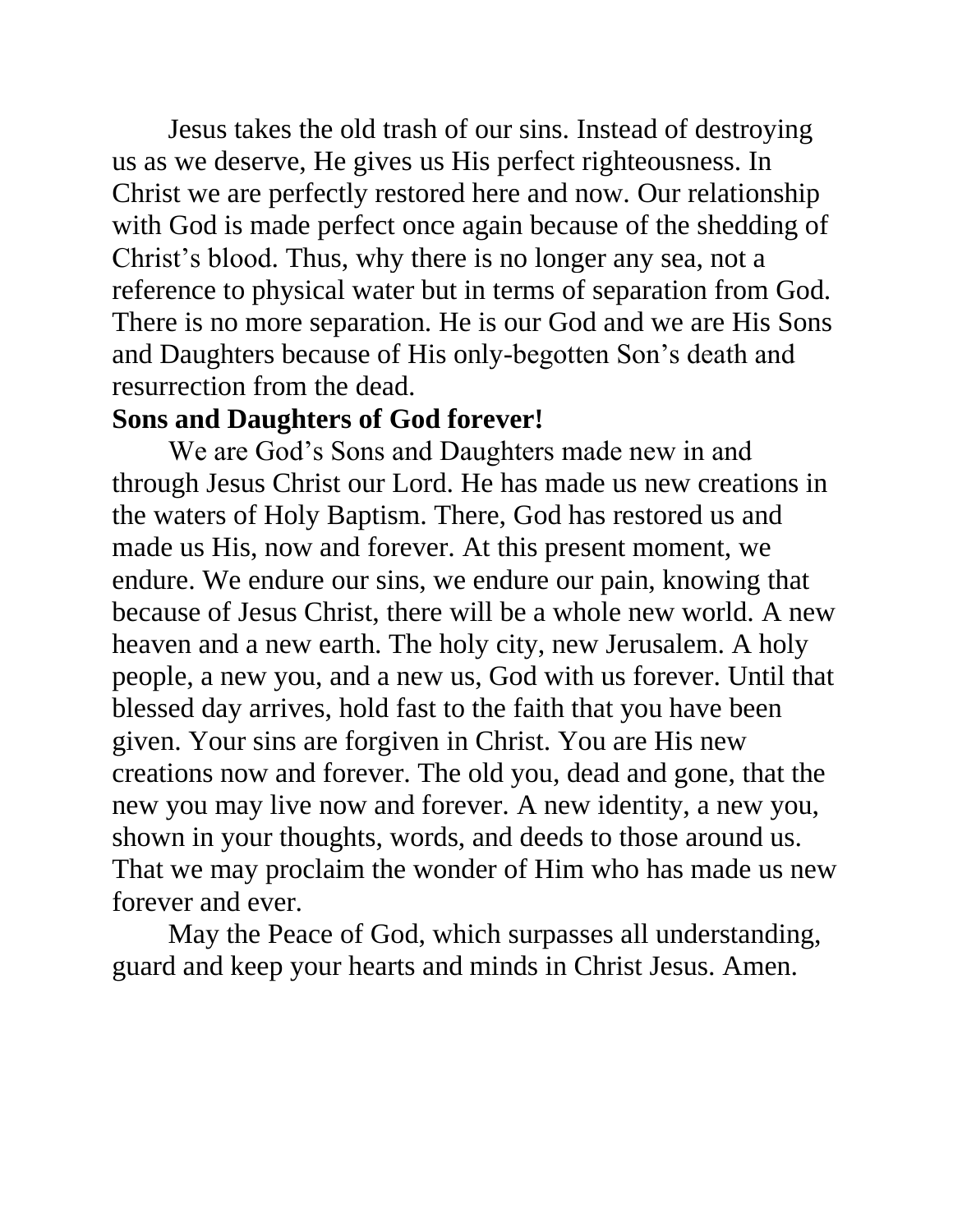Jesus takes the old trash of our sins. Instead of destroying us as we deserve, He gives us His perfect righteousness. In Christ we are perfectly restored here and now. Our relationship with God is made perfect once again because of the shedding of Christ's blood. Thus, why there is no longer any sea, not a reference to physical water but in terms of separation from God. There is no more separation. He is our God and we are His Sons and Daughters because of His only-begotten Son's death and resurrection from the dead.

**Sons and Daughters of God forever!**

We are God's Sons and Daughters made new in and through Jesus Christ our Lord. He has made us new creations in the waters of Holy Baptism. There, God has restored us and made us His, now and forever. At this present moment, we endure. We endure our sins, we endure our pain, knowing that because of Jesus Christ, there will be a whole new world. A new heaven and a new earth. The holy city, new Jerusalem. A holy people, a new you, and a new us, God with us forever. Until that blessed day arrives, hold fast to the faith that you have been given. Your sins are forgiven in Christ. You are His new creations now and forever. The old you, dead and gone, that the new you may live now and forever. A new identity, a new you, shown in your thoughts, words, and deeds to those around us. That we may proclaim the wonder of Him who has made us new forever and ever.

May the Peace of God, which surpasses all understanding, guard and keep your hearts and minds in Christ Jesus. Amen.